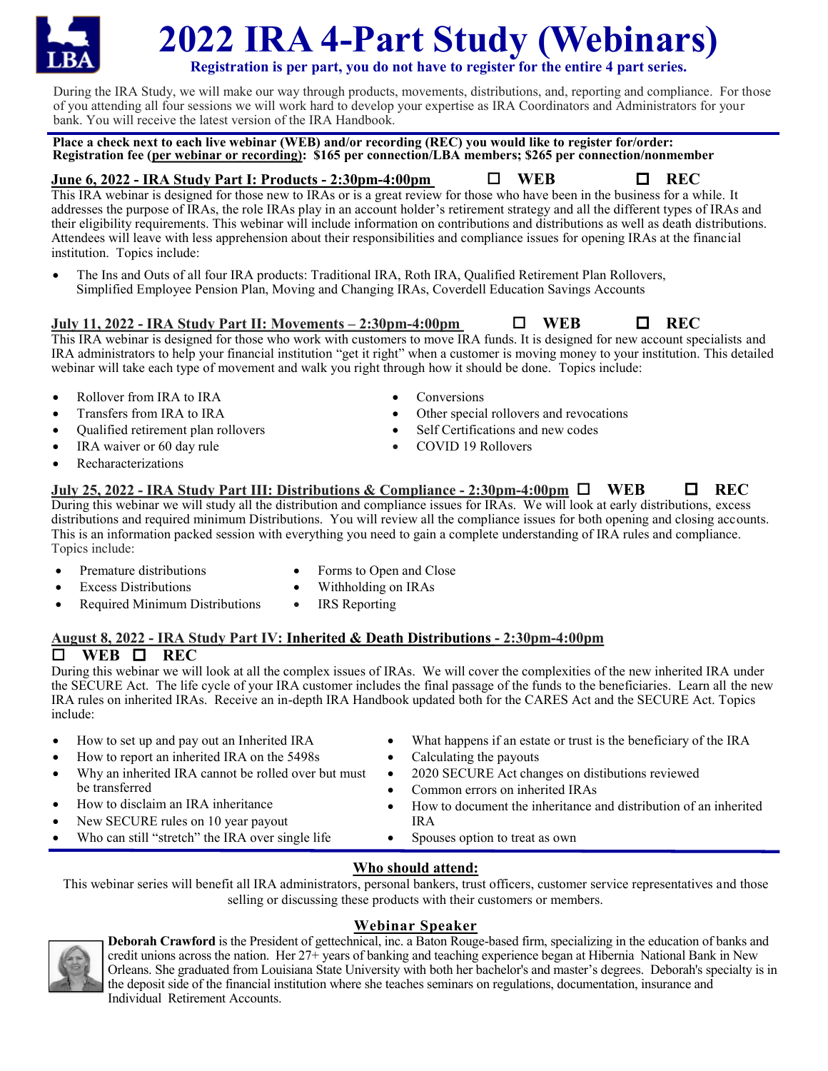# 2022 IRA 4-Part Study (Webinars)

**Registration is per part, you do not have to register for the entire 4 part series.**

During the IRA Study, we will make our way through products, movements, distributions, and, reporting and compliance. For those of you attending all four sessions we will work hard to develop your expertise as IRA Coordinators and Administrators for your bank. You will receive the latest version of the IRA Handbook.

**Place a check next to each live webinar (WEB) and/or recording (REC) you would like to register for/order:**
**Registration fee (per webinar or recording): $165 per connection/LBA members; $265 per connection/nonmember**

## June 6, 2022 - IRA Study Part I: Products - 2:30pm-4:00pm ☐ WEB ☐ REC

This IRA webinar is designed for those new to IRAs or is a great review for those who have been in the business for a while. It addresses the purpose of IRAs, the role IRAs play in an account holder's retirement strategy and all the different types of IRAs and their eligibility requirements. This webinar will include information on contributions and distributions as well as death distributions. Attendees will leave with less apprehension about their responsibilities and compliance issues for opening IRAs at the financial institution. Topics include:

- The Ins and Outs of all four IRA products: Traditional IRA, Roth IRA, Qualified Retirement Plan Rollovers, Simplified Employee Pension Plan, Moving and Changing IRAs, Coverdell Education Savings Accounts

## July 11, 2022 - IRA Study Part II: Movements – 2:30pm-4:00pm ☐ WEB ☐ REC

This IRA webinar is designed for those who work with customers to move IRA funds. It is designed for new account specialists and IRA administrators to help your financial institution "get it right" when a customer is moving money to your institution. This detailed webinar will take each type of movement and walk you right through how it should be done. Topics include:

- Rollover from IRA to IRA
- Transfers from IRA to IRA
- Qualified retirement plan rollovers
- IRA waiver or 60 day rule
- Recharacterizations
- Conversions
- Other special rollovers and revocations
- Self Certifications and new codes
- COVID 19 Rollovers

## July 25, 2022 - IRA Study Part III: Distributions & Compliance - 2:30pm-4:00pm ☐ WEB ☐ REC

During this webinar we will study all the distribution and compliance issues for IRAs. We will look at early distributions, excess distributions and required minimum Distributions. You will review all the compliance issues for both opening and closing accounts. This is an information packed session with everything you need to gain a complete understanding of IRA rules and compliance. Topics include:

- Premature distributions
- Excess Distributions
- Required Minimum Distributions
- Forms to Open and Close
- Withholding on IRAs
- IRS Reporting

## August 8, 2022 - IRA Study Part IV: Inherited & Death Distributions - 2:30pm-4:00pm

☐ WEB ☐ REC

During this webinar we will look at all the complex issues of IRAs. We will cover the complexities of the new inherited IRA under the SECURE Act. The life cycle of your IRA customer includes the final passage of the funds to the beneficiaries. Learn all the new IRA rules on inherited IRAs. Receive an in-depth IRA Handbook updated both for the CARES Act and the SECURE Act. Topics include:

- How to set up and pay out an Inherited IRA
- How to report an inherited IRA on the 5498s
- Why an inherited IRA cannot be rolled over but must be transferred
- How to disclaim an IRA inheritance
- New SECURE rules on 10 year payout
- Who can still "stretch" the IRA over single life
- What happens if an estate or trust is the beneficiary of the IRA
- Calculating the payouts
- 2020 SECURE Act changes on distibutions reviewed
- Common errors on inherited IRAs
- How to document the inheritance and distribution of an inherited IRA
- Spouses option to treat as own

## Who should attend:

This webinar series will benefit all IRA administrators, personal bankers, trust officers, customer service representatives and those selling or discussing these products with their customers or members.

## Webinar Speaker

**Deborah Crawford** is the President of gettechnical, inc. a Baton Rouge-based firm, specializing in the education of banks and credit unions across the nation. Her 27+ years of banking and teaching experience began at Hibernia National Bank in New Orleans. She graduated from Louisiana State University with both her bachelor's and master's degrees. Deborah's specialty is in the deposit side of the financial institution where she teaches seminars on regulations, documentation, insurance and Individual Retirement Accounts.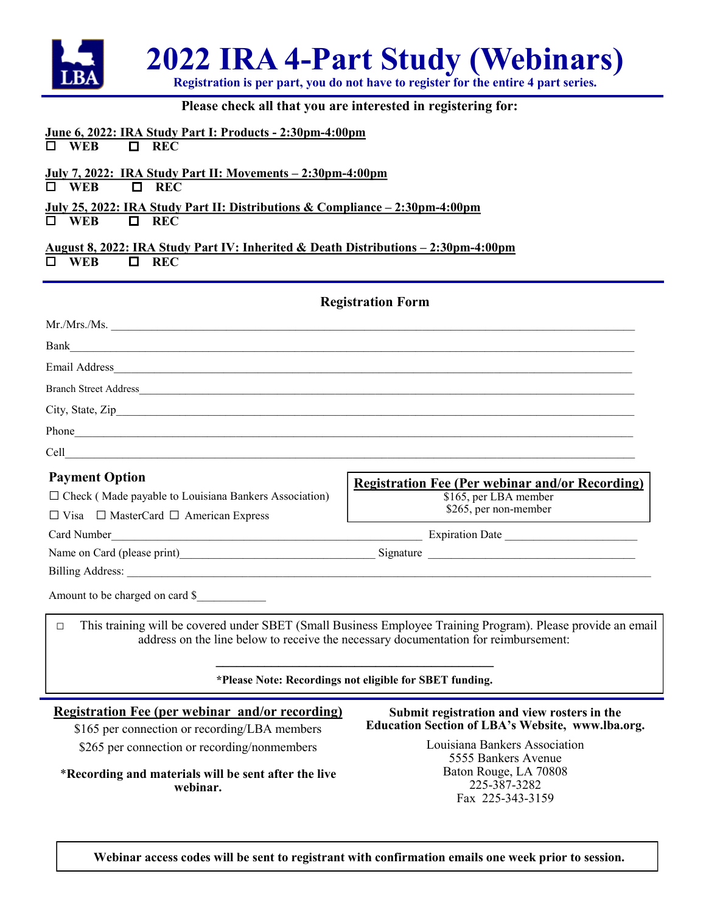# 2022 IRA 4-Part Study (Webinars)

**Registration is per part, you do not have to register for the entire 4 part series.**

**Please check all that you are interested in registering for:**

**June 6, 2022: IRA Study Part I: Products - 2:30pm-4:00pm**
☐ **WEB** ☐ **REC**

**July 7, 2022: IRA Study Part II: Movements – 2:30pm-4:00pm**
☐ **WEB** ☐ **REC**

**July 25, 2022: IRA Study Part II: Distributions & Compliance – 2:30pm-4:00pm**
☐ **WEB** ☐ **REC**

**August 8, 2022: IRA Study Part IV: Inherited & Death Distributions – 2:30pm-4:00pm**
☐ **WEB** ☐ **REC**

## Registration Form

Mr./Mrs./Ms. ______________________________

Bank______________________________

Email Address______________________________

Branch Street Address______________________________

City, State, Zip______________________________

Phone______________________________

Cell______________________________

**Payment Option**

☐ Check ( Made payable to Louisiana Bankers Association)

☐ Visa ☐ MasterCard ☐ American Express

**Registration Fee (Per webinar and/or Recording)**
$165, per LBA member
$265, per non-member

Card Number______________________________ Expiration Date ______________________

Name on Card (please print)______________________ Signature ______________________

Billing Address: ______________________________

Amount to be charged on card $____________

☐ This training will be covered under SBET (Small Business Employee Training Program). Please provide an email address on the line below to receive the necessary documentation for reimbursement:

______________________________

**\*Please Note: Recordings not eligible for SBET funding.**

**Registration Fee (per webinar and/or recording)**

$165 per connection or recording/LBA members

$265 per connection or recording/nonmembers

\***Recording and materials will be sent after the live webinar.**

**Submit registration and view rosters in the Education Section of LBA's Website, www.lba.org.**

Louisiana Bankers Association
5555 Bankers Avenue
Baton Rouge, LA 70808
225-387-3282
Fax 225-343-3159

**Webinar access codes will be sent to registrant with confirmation emails one week prior to session.**